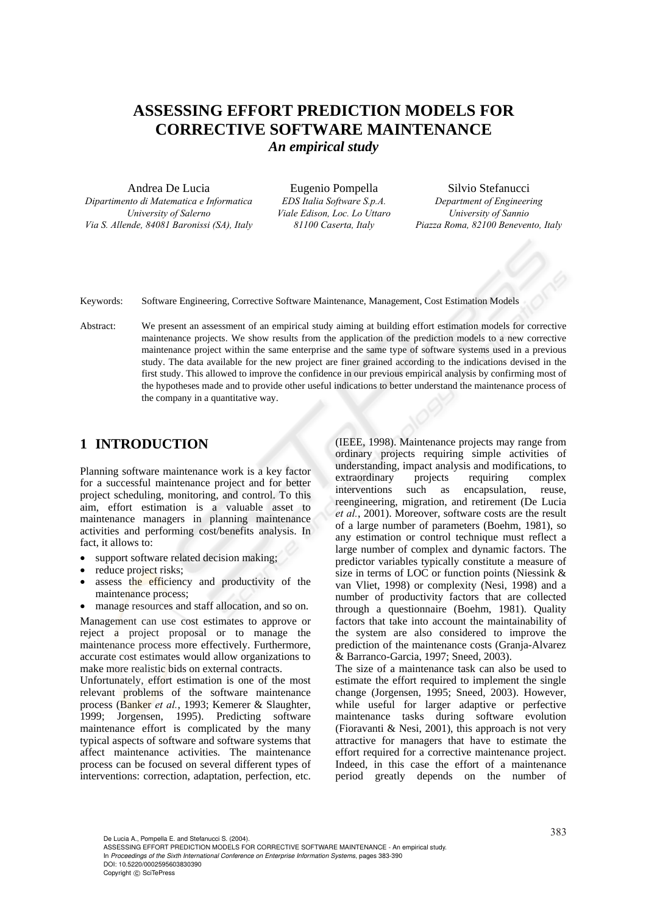# ASSESSING EFFORT PREDICTION MODELS FOR CORRECTIVE SOFTWARE MAINTENANCE

### *An empirical study*

Andrea De Lucia
*Dipartimento di Matematica e Informatica*
*University of Salerno*
*Via S. Allende, 84081 Baronissi (SA), Italy*

Eugenio Pompella
*EDS Italia Software S.p.A.*
*Viale Edison, Loc. Lo Uttaro*
*81100 Caserta, Italy*

Silvio Stefanucci
*Department of Engineering*
*University of Sannio*
*Piazza Roma, 82100 Benevento, Italy*

Keywords: Software Engineering, Corrective Software Maintenance, Management, Cost Estimation Models

Abstract: We present an assessment of an empirical study aiming at building effort estimation models for corrective maintenance projects. We show results from the application of the prediction models to a new corrective maintenance project within the same enterprise and the same type of software systems used in a previous study. The data available for the new project are finer grained according to the indications devised in the first study. This allowed to improve the confidence in our previous empirical analysis by confirming most of the hypotheses made and to provide other useful indications to better understand the maintenance process of the company in a quantitative way.

## 1 INTRODUCTION

Planning software maintenance work is a key factor for a successful maintenance project and for better project scheduling, monitoring, and control. To this aim, effort estimation is a valuable asset to maintenance managers in planning maintenance activities and performing cost/benefits analysis. In fact, it allows to:

- support software related decision making;
- reduce project risks;
- assess the efficiency and productivity of the maintenance process;
- manage resources and staff allocation, and so on.

Management can use cost estimates to approve or reject a project proposal or to manage the maintenance process more effectively. Furthermore, accurate cost estimates would allow organizations to make more realistic bids on external contracts.

Unfortunately, effort estimation is one of the most relevant problems of the software maintenance process (Banker *et al.*, 1993; Kemerer & Slaughter, 1999; Jorgensen, 1995). Predicting software maintenance effort is complicated by the many typical aspects of software and software systems that affect maintenance activities. The maintenance process can be focused on several different types of interventions: correction, adaptation, perfection, etc. (IEEE, 1998). Maintenance projects may range from ordinary projects requiring simple activities of understanding, impact analysis and modifications, to extraordinary projects requiring complex interventions such as encapsulation, reuse, reengineering, migration, and retirement (De Lucia *et al.*, 2001). Moreover, software costs are the result of a large number of parameters (Boehm, 1981), so any estimation or control technique must reflect a large number of complex and dynamic factors. The predictor variables typically constitute a measure of size in terms of LOC or function points (Niessink & van Vliet, 1998) or complexity (Nesi, 1998) and a number of productivity factors that are collected through a questionnaire (Boehm, 1981). Quality factors that take into account the maintainability of the system are also considered to improve the prediction of the maintenance costs (Granja-Alvarez & Barranco-Garcia, 1997; Sneed, 2003).

The size of a maintenance task can also be used to estimate the effort required to implement the single change (Jorgensen, 1995; Sneed, 2003). However, while useful for larger adaptive or perfective maintenance tasks during software evolution (Fioravanti & Nesi, 2001), this approach is not very attractive for managers that have to estimate the effort required for a corrective maintenance project. Indeed, in this case the effort of a maintenance period greatly depends on the number of

De Lucia A., Pompella E. and Stefanucci S. (2004).
ASSESSING EFFORT PREDICTION MODELS FOR CORRECTIVE SOFTWARE MAINTENANCE - An empirical study.
In *Proceedings of the Sixth International Conference on Enterprise Information Systems*, pages 383-390
DOI: 10.5220/0002595603830390
Copyright © SciTePress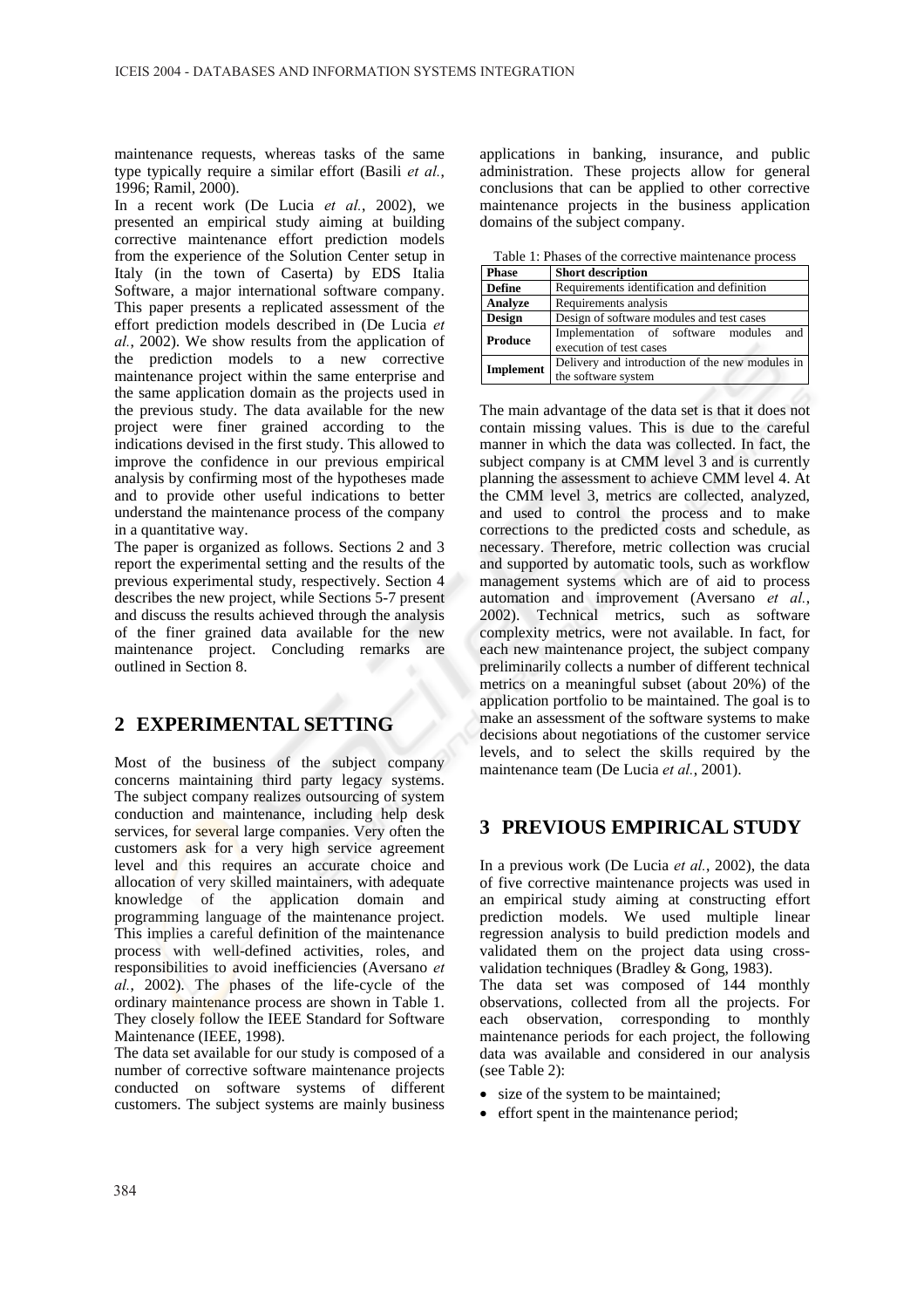maintenance requests, whereas tasks of the same type typically require a similar effort (Basili *et al.*, 1996; Ramil, 2000).

In a recent work (De Lucia *et al.*, 2002), we presented an empirical study aiming at building corrective maintenance effort prediction models from the experience of the Solution Center setup in Italy (in the town of Caserta) by EDS Italia Software, a major international software company. This paper presents a replicated assessment of the effort prediction models described in (De Lucia *et al.*, 2002). We show results from the application of the prediction models to a new corrective maintenance project within the same enterprise and the same application domain as the projects used in the previous study. The data available for the new project were finer grained according to the indications devised in the first study. This allowed to improve the confidence in our previous empirical analysis by confirming most of the hypotheses made and to provide other useful indications to better understand the maintenance process of the company in a quantitative way.

The paper is organized as follows. Sections 2 and 3 report the experimental setting and the results of the previous experimental study, respectively. Section 4 describes the new project, while Sections 5-7 present and discuss the results achieved through the analysis of the finer grained data available for the new maintenance project. Concluding remarks are outlined in Section 8.

## 2 EXPERIMENTAL SETTING

Most of the business of the subject company concerns maintaining third party legacy systems. The subject company realizes outsourcing of system conduction and maintenance, including help desk services, for several large companies. Very often the customers ask for a very high service agreement level and this requires an accurate choice and allocation of very skilled maintainers, with adequate knowledge of the application domain and programming language of the maintenance project. This implies a careful definition of the maintenance process with well-defined activities, roles, and responsibilities to avoid inefficiencies (Aversano *et al.*, 2002). The phases of the life-cycle of the ordinary maintenance process are shown in Table 1. They closely follow the IEEE Standard for Software Maintenance (IEEE, 1998).

The data set available for our study is composed of a number of corrective software maintenance projects conducted on software systems of different customers. The subject systems are mainly business applications in banking, insurance, and public administration. These projects allow for general conclusions that can be applied to other corrective maintenance projects in the business application domains of the subject company.

Table 1: Phases of the corrective maintenance process

| Phase | Short description |
|---|---|
| **Define** | Requirements identification and definition |
| **Analyze** | Requirements analysis |
| **Design** | Design of software modules and test cases |
| **Produce** | Implementation of software modules and execution of test cases |
| **Implement** | Delivery and introduction of the new modules in the software system |

The main advantage of the data set is that it does not contain missing values. This is due to the careful manner in which the data was collected. In fact, the subject company is at CMM level 3 and is currently planning the assessment to achieve CMM level 4. At the CMM level 3, metrics are collected, analyzed, and used to control the process and to make corrections to the predicted costs and schedule, as necessary. Therefore, metric collection was crucial and supported by automatic tools, such as workflow management systems which are of aid to process automation and improvement (Aversano *et al.*, 2002). Technical metrics, such as software complexity metrics, were not available. In fact, for each new maintenance project, the subject company preliminarily collects a number of different technical metrics on a meaningful subset (about 20%) of the application portfolio to be maintained. The goal is to make an assessment of the software systems to make decisions about negotiations of the customer service levels, and to select the skills required by the maintenance team (De Lucia *et al.*, 2001).

## 3 PREVIOUS EMPIRICAL STUDY

In a previous work (De Lucia *et al.*, 2002), the data of five corrective maintenance projects was used in an empirical study aiming at constructing effort prediction models. We used multiple linear regression analysis to build prediction models and validated them on the project data using cross-validation techniques (Bradley & Gong, 1983).

The data set was composed of 144 monthly observations, collected from all the projects. For each observation, corresponding to monthly maintenance periods for each project, the following data was available and considered in our analysis (see Table 2):

- size of the system to be maintained;
- effort spent in the maintenance period;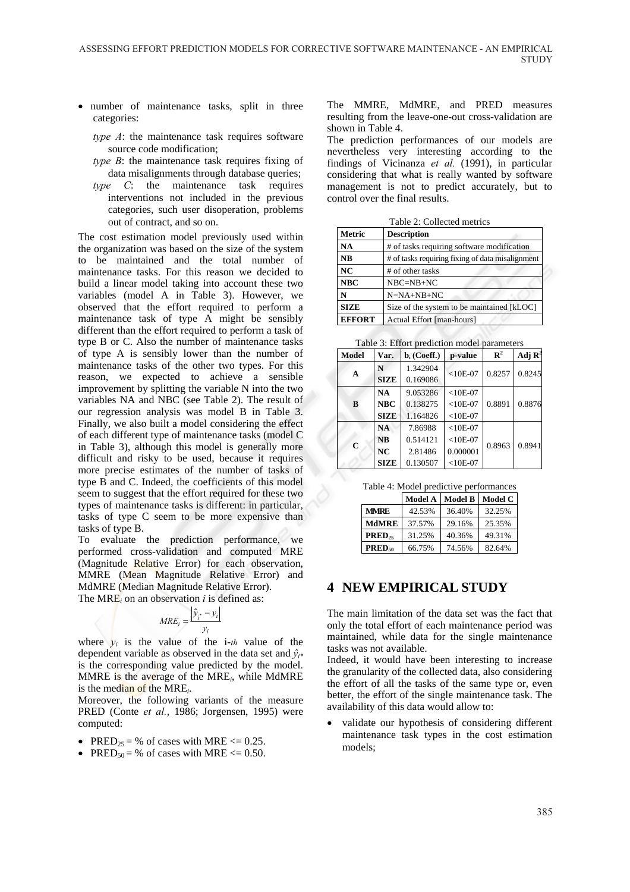- number of maintenance tasks, split in three categories:

  *type A*: the maintenance task requires software source code modification;

  *type B*: the maintenance task requires fixing of data misalignments through database queries;

  *type C*: the maintenance task requires interventions not included in the previous categories, such user disoperation, problems out of contract, and so on.

The cost estimation model previously used within the organization was based on the size of the system to be maintained and the total number of maintenance tasks. For this reason we decided to build a linear model taking into account these two variables (model A in Table 3). However, we observed that the effort required to perform a maintenance task of type A might be sensibly different than the effort required to perform a task of type B or C. Also the number of maintenance tasks of type A is sensibly lower than the number of maintenance tasks of the other two types. For this reason, we expected to achieve a sensible improvement by splitting the variable N into the two variables NA and NBC (see Table 2). The result of our regression analysis was model B in Table 3. Finally, we also built a model considering the effect of each different type of maintenance tasks (model C in Table 3), although this model is generally more difficult and risky to be used, because it requires more precise estimates of the number of tasks of type B and C. Indeed, the coefficients of this model seem to suggest that the effort required for these two types of maintenance tasks is different: in particular, tasks of type C seem to be more expensive than tasks of type B.

To evaluate the prediction performance, we performed cross-validation and computed MRE (Magnitude Relative Error) for each observation, MMRE (Mean Magnitude Relative Error) and MdMRE (Median Magnitude Relative Error).

The $MRE_i$ on an observation *i* is defined as:

$$MRE_i = \frac{|\hat{y}_{i*} - y_i|}{y_i}$$

where $y_i$ is the value of the i-*th* value of the dependent variable as observed in the data set and $\hat{y}_{i*}$ is the corresponding value predicted by the model. MMRE is the average of the $MRE_i$, while MdMRE is the median of the $MRE_i$.

Moreover, the following variants of the measure PRED (Conte *et al.*, 1986; Jorgensen, 1995) were computed:

- $PRED_{25}$ = % of cases with MRE <= 0.25.
- $PRED_{50}$ = % of cases with MRE <= 0.50.

The MMRE, MdMRE, and PRED measures resulting from the leave-one-out cross-validation are shown in Table 4.

The prediction performances of our models are nevertheless very interesting according to the findings of Vicinanza *et al.* (1991), in particular considering that what is really wanted by software management is not to predict accurately, but to control over the final results.

Table 2: Collected metrics

| Metric | Description |
|---|---|
| **NA** | # of tasks requiring software modification |
| **NB** | # of tasks requiring fixing of data misalignment |
| **NC** | # of other tasks |
| **NBC** | NBC=NB+NC |
| **N** | N=NA+NB+NC |
| **SIZE** | Size of the system to be maintained [kLOC] |
| **EFFORT** | Actual Effort [man-hours] |

Table 3: Effort prediction model parameters

| Model | Var. | $b_i$ (Coeff.) | p-value | $R^2$ | Adj $R^2$ |
|---|---|---|---|---|---|
| **A** | **N** | 1.342904 | <10E-07 | 0.8257 | 0.8245 |
| | **SIZE** | 0.169086 | | | |
| **B** | **NA** | 9.053286 | <10E-07 | 0.8891 | 0.8876 |
| | **NBC** | 0.138275 | <10E-07 | | |
| | **SIZE** | 1.164826 | <10E-07 | | |
| **C** | **NA** | 7.86988 | <10E-07 | 0.8963 | 0.8941 |
| | **NB** | 0.514121 | <10E-07 | | |
| | **NC** | 2.81486 | 0.000001 | | |
| | **SIZE** | 0.130507 | <10E-07 | | |

Table 4: Model predictive performances

| | Model A | Model B | Model C |
|---|---|---|---|
| **MMRE** | 42.53% | 36.40% | 32.25% |
| **MdMRE** | 37.57% | 29.16% | 25.35% |
| **$PRED_{25}$** | 31.25% | 40.36% | 49.31% |
| **$PRED_{50}$** | 66.75% | 74.56% | 82.64% |

## 4 NEW EMPIRICAL STUDY

The main limitation of the data set was the fact that only the total effort of each maintenance period was maintained, while data for the single maintenance tasks was not available.

Indeed, it would have been interesting to increase the granularity of the collected data, also considering the effort of all the tasks of the same type or, even better, the effort of the single maintenance task. The availability of this data would allow to:

- validate our hypothesis of considering different maintenance task types in the cost estimation models;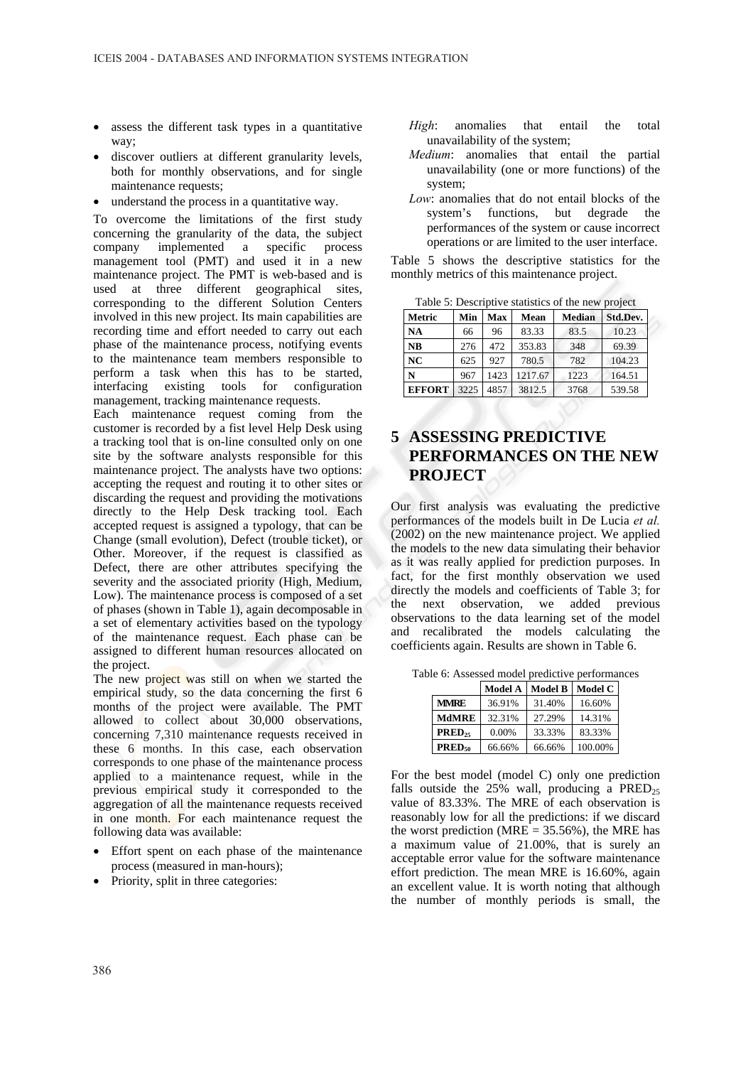- assess the different task types in a quantitative way;
- discover outliers at different granularity levels, both for monthly observations, and for single maintenance requests;
- understand the process in a quantitative way.

To overcome the limitations of the first study concerning the granularity of the data, the subject company implemented a specific process management tool (PMT) and used it in a new maintenance project. The PMT is web-based and is used at three different geographical sites, corresponding to the different Solution Centers involved in this new project. Its main capabilities are recording time and effort needed to carry out each phase of the maintenance process, notifying events to the maintenance team members responsible to perform a task when this has to be started, interfacing existing tools for configuration management, tracking maintenance requests.

Each maintenance request coming from the customer is recorded by a fist level Help Desk using a tracking tool that is on-line consulted only on one site by the software analysts responsible for this maintenance project. The analysts have two options: accepting the request and routing it to other sites or discarding the request and providing the motivations directly to the Help Desk tracking tool. Each accepted request is assigned a typology, that can be Change (small evolution), Defect (trouble ticket), or Other. Moreover, if the request is classified as Defect, there are other attributes specifying the severity and the associated priority (High, Medium, Low). The maintenance process is composed of a set of phases (shown in Table 1), again decomposable in a set of elementary activities based on the typology of the maintenance request. Each phase can be assigned to different human resources allocated on the project.

The new project was still on when we started the empirical study, so the data concerning the first 6 months of the project were available. The PMT allowed to collect about 30,000 observations, concerning 7,310 maintenance requests received in these 6 months. In this case, each observation corresponds to one phase of the maintenance process applied to a maintenance request, while in the previous empirical study it corresponded to the aggregation of all the maintenance requests received in one month. For each maintenance request the following data was available:

- Effort spent on each phase of the maintenance process (measured in man-hours);
- Priority, split in three categories:

*High*: anomalies that entail the total unavailability of the system;

*Medium*: anomalies that entail the partial unavailability (one or more functions) of the system;

*Low*: anomalies that do not entail blocks of the system's functions, but degrade the performances of the system or cause incorrect operations or are limited to the user interface.

Table 5 shows the descriptive statistics for the monthly metrics of this maintenance project.

Table 5: Descriptive statistics of the new project

| Metric | Min | Max | Mean | Median | Std.Dev. |
|---|---|---|---|---|---|
| **NA** | 66 | 96 | 83.33 | 83.5 | 10.23 |
| **NB** | 276 | 472 | 353.83 | 348 | 69.39 |
| **NC** | 625 | 927 | 780.5 | 782 | 104.23 |
| **N** | 967 | 1423 | 1217.67 | 1223 | 164.51 |
| **EFFORT** | 3225 | 4857 | 3812.5 | 3768 | 539.58 |

# 5 ASSESSING PREDICTIVE PERFORMANCES ON THE NEW PROJECT

Our first analysis was evaluating the predictive performances of the models built in De Lucia *et al.* (2002) on the new maintenance project. We applied the models to the new data simulating their behavior as it was really applied for prediction purposes. In fact, for the first monthly observation we used directly the models and coefficients of Table 3; for the next observation, we added previous observations to the data learning set of the model and recalibrated the models calculating the coefficients again. Results are shown in Table 6.

Table 6: Assessed model predictive performances

| | Model A | Model B | Model C |
|---|---|---|---|
| **MMRE** | 36.91% | 31.40% | 16.60% |
| **MdMRE** | 32.31% | 27.29% | 14.31% |
| **$PRED_{25}$** | 0.00% | 33.33% | 83.33% |
| **$PRED_{50}$** | 66.66% | 66.66% | 100.00% |

For the best model (model C) only one prediction falls outside the 25% wall, producing a $PRED_{25}$ value of 83.33%. The MRE of each observation is reasonably low for all the predictions: if we discard the worst prediction (MRE = 35.56%), the MRE has a maximum value of 21.00%, that is surely an acceptable error value for the software maintenance effort prediction. The mean MRE is 16.60%, again an excellent value. It is worth noting that although the number of monthly periods is small, the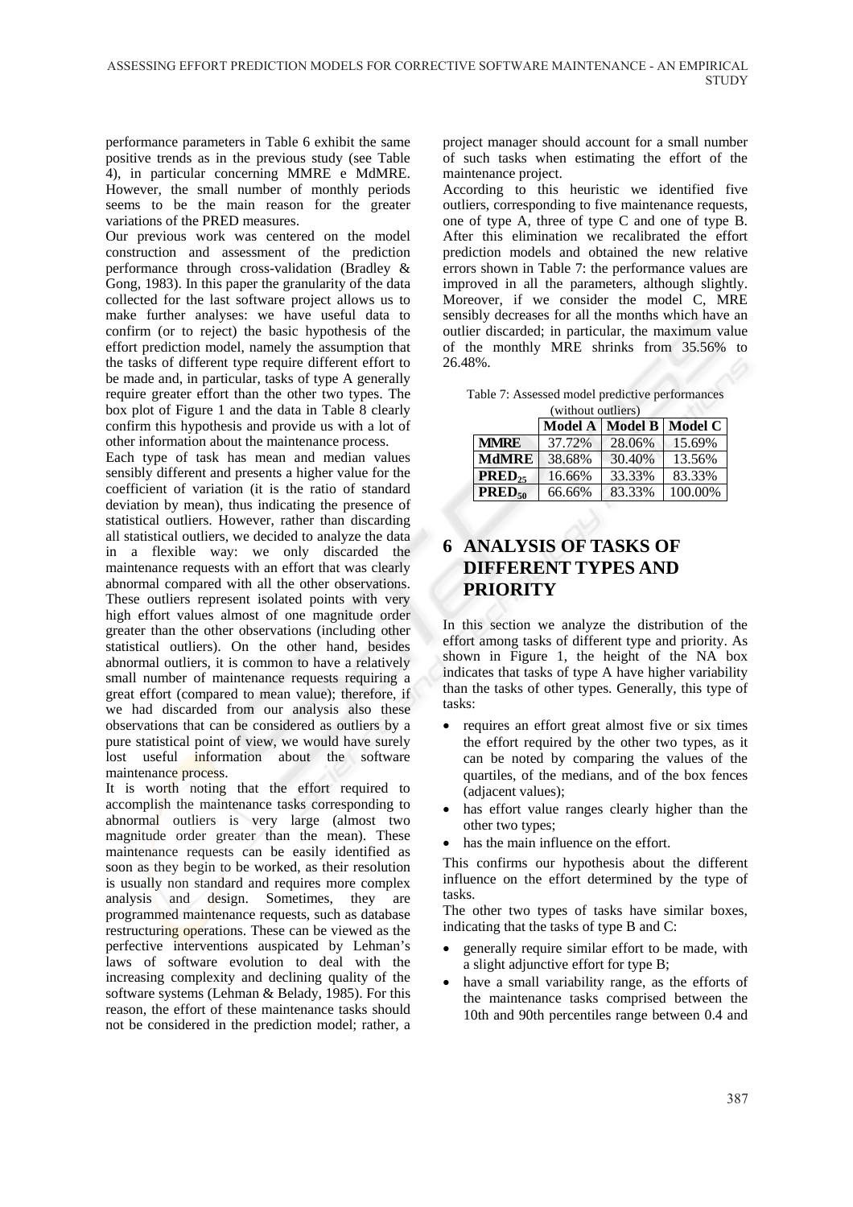performance parameters in Table 6 exhibit the same positive trends as in the previous study (see Table 4), in particular concerning MMRE e MdMRE. However, the small number of monthly periods seems to be the main reason for the greater variations of the PRED measures.

Our previous work was centered on the model construction and assessment of the prediction performance through cross-validation (Bradley & Gong, 1983). In this paper the granularity of the data collected for the last software project allows us to make further analyses: we have useful data to confirm (or to reject) the basic hypothesis of the effort prediction model, namely the assumption that the tasks of different type require different effort to be made and, in particular, tasks of type A generally require greater effort than the other two types. The box plot of Figure 1 and the data in Table 8 clearly confirm this hypothesis and provide us with a lot of other information about the maintenance process.

Each type of task has mean and median values sensibly different and presents a higher value for the coefficient of variation (it is the ratio of standard deviation by mean), thus indicating the presence of statistical outliers. However, rather than discarding all statistical outliers, we decided to analyze the data in a flexible way: we only discarded the maintenance requests with an effort that was clearly abnormal compared with all the other observations. These outliers represent isolated points with very high effort values almost of one magnitude order greater than the other observations (including other statistical outliers). On the other hand, besides abnormal outliers, it is common to have a relatively small number of maintenance requests requiring a great effort (compared to mean value); therefore, if we had discarded from our analysis also these observations that can be considered as outliers by a pure statistical point of view, we would have surely lost useful information about the software maintenance process.

It is worth noting that the effort required to accomplish the maintenance tasks corresponding to abnormal outliers is very large (almost two magnitude order greater than the mean). These maintenance requests can be easily identified as soon as they begin to be worked, as their resolution is usually non standard and requires more complex analysis and design. Sometimes, they are programmed maintenance requests, such as database restructuring operations. These can be viewed as the perfective interventions auspicated by Lehman's laws of software evolution to deal with the increasing complexity and declining quality of the software systems (Lehman & Belady, 1985). For this reason, the effort of these maintenance tasks should not be considered in the prediction model; rather, a project manager should account for a small number of such tasks when estimating the effort of the maintenance project.

According to this heuristic we identified five outliers, corresponding to five maintenance requests, one of type A, three of type C and one of type B. After this elimination we recalibrated the effort prediction models and obtained the new relative errors shown in Table 7: the performance values are improved in all the parameters, although slightly. Moreover, if we consider the model C, MRE sensibly decreases for all the months which have an outlier discarded; in particular, the maximum value of the monthly MRE shrinks from 35.56% to 26.48%.

Table 7: Assessed model predictive performances (without outliers)

| | Model A | Model B | Model C |
|---|---|---|---|
| **MMRE** | 37.72% | 28.06% | 15.69% |
| **MdMRE** | 38.68% | 30.40% | 13.56% |
| **$PRED_{25}$** | 16.66% | 33.33% | 83.33% |
| **$PRED_{50}$** | 66.66% | 83.33% | 100.00% |

## 6 ANALYSIS OF TASKS OF DIFFERENT TYPES AND PRIORITY

In this section we analyze the distribution of the effort among tasks of different type and priority. As shown in Figure 1, the height of the NA box indicates that tasks of type A have higher variability than the tasks of other types. Generally, this type of tasks:

- requires an effort great almost five or six times the effort required by the other two types, as it can be noted by comparing the values of the quartiles, of the medians, and of the box fences (adjacent values);
- has effort value ranges clearly higher than the other two types;
- has the main influence on the effort.

This confirms our hypothesis about the different influence on the effort determined by the type of tasks.

The other two types of tasks have similar boxes, indicating that the tasks of type B and C:

- generally require similar effort to be made, with a slight adjunctive effort for type B;
- have a small variability range, as the efforts of the maintenance tasks comprised between the 10th and 90th percentiles range between 0.4 and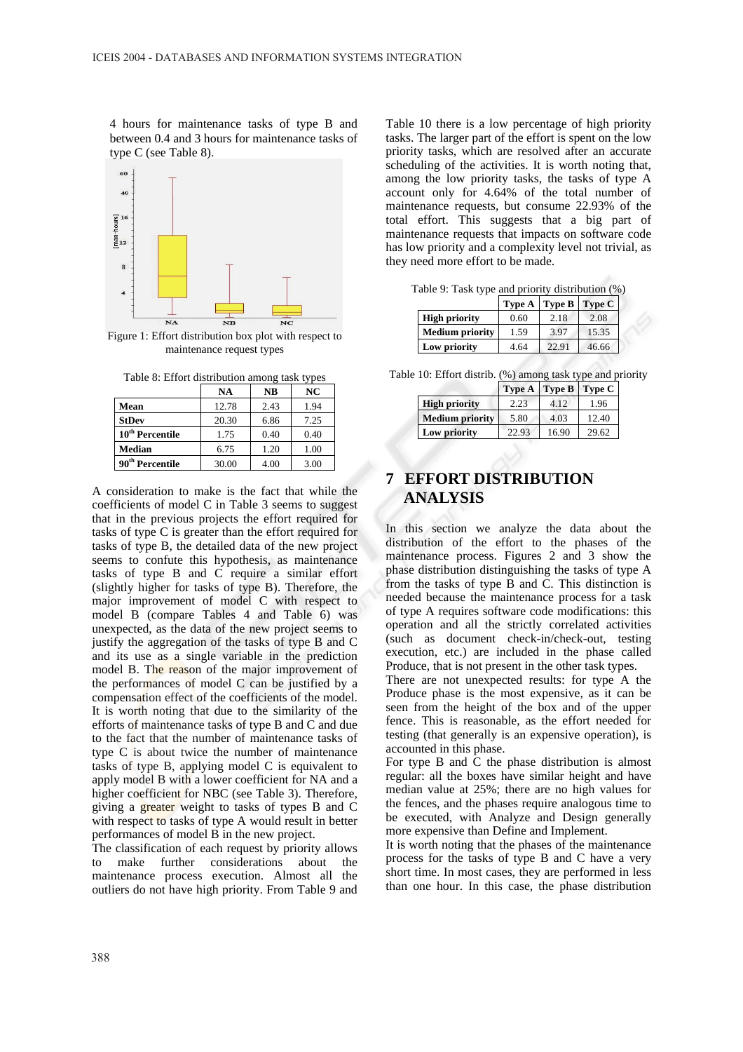4 hours for maintenance tasks of type B and between 0.4 and 3 hours for maintenance tasks of type C (see Table 8).

60
40
16
12
8
4
[man-hours]
NA
NB
NC

Figure 1: Effort distribution box plot with respect to maintenance request types

Table 8: Effort distribution among task types

| | NA | NB | NC |
|---|---|---|---|
| **Mean** | 12.78 | 2.43 | 1.94 |
| **StDev** | 20.30 | 6.86 | 7.25 |
| **10th Percentile** | 1.75 | 0.40 | 0.40 |
| **Median** | 6.75 | 1.20 | 1.00 |
| **90th Percentile** | 30.00 | 4.00 | 3.00 |

A consideration to make is the fact that while the coefficients of model C in Table 3 seems to suggest that in the previous projects the effort required for tasks of type C is greater than the effort required for tasks of type B, the detailed data of the new project seems to confute this hypothesis, as maintenance tasks of type B and C require a similar effort (slightly higher for tasks of type B). Therefore, the major improvement of model C with respect to model B (compare Tables 4 and Table 6) was unexpected, as the data of the new project seems to justify the aggregation of the tasks of type B and C and its use as a single variable in the prediction model B. The reason of the major improvement of the performances of model C can be justified by a compensation effect of the coefficients of the model. It is worth noting that due to the similarity of the efforts of maintenance tasks of type B and C and due to the fact that the number of maintenance tasks of type C is about twice the number of maintenance tasks of type B, applying model C is equivalent to apply model B with a lower coefficient for NA and a higher coefficient for NBC (see Table 3). Therefore, giving a greater weight to tasks of types B and C with respect to tasks of type A would result in better performances of model B in the new project.

The classification of each request by priority allows to make further considerations about the maintenance process execution. Almost all the outliers do not have high priority. From Table 9 and Table 10 there is a low percentage of high priority tasks. The larger part of the effort is spent on the low priority tasks, which are resolved after an accurate scheduling of the activities. It is worth noting that, among the low priority tasks, the tasks of type A account only for 4.64% of the total number of maintenance requests, but consume 22.93% of the total effort. This suggests that a big part of maintenance requests that impacts on software code has low priority and a complexity level not trivial, as they need more effort to be made.

Table 9: Task type and priority distribution (%)

| | Type A | Type B | Type C |
|---|---|---|---|
| **High priority** | 0.60 | 2.18 | 2.08 |
| **Medium priority** | 1.59 | 3.97 | 15.35 |
| **Low priority** | 4.64 | 22.91 | 46.66 |

Table 10: Effort distrib. (%) among task type and priority

| | Type A | Type B | Type C |
|---|---|---|---|
| **High priority** | 2.23 | 4.12 | 1.96 |
| **Medium priority** | 5.80 | 4.03 | 12.40 |
| **Low priority** | 22.93 | 16.90 | 29.62 |

# 7 EFFORT DISTRIBUTION ANALYSIS

In this section we analyze the data about the distribution of the effort to the phases of the maintenance process. Figures 2 and 3 show the phase distribution distinguishing the tasks of type A from the tasks of type B and C. This distinction is needed because the maintenance process for a task of type A requires software code modifications: this operation and all the strictly correlated activities (such as document check-in/check-out, testing execution, etc.) are included in the phase called Produce, that is not present in the other task types.

There are not unexpected results: for type A the Produce phase is the most expensive, as it can be seen from the height of the box and of the upper fence. This is reasonable, as the effort needed for testing (that generally is an expensive operation), is accounted in this phase.

For type B and C the phase distribution is almost regular: all the boxes have similar height and have median value at 25%; there are no high values for the fences, and the phases require analogous time to be executed, with Analyze and Design generally more expensive than Define and Implement.

It is worth noting that the phases of the maintenance process for the tasks of type B and C have a very short time. In most cases, they are performed in less than one hour. In this case, the phase distribution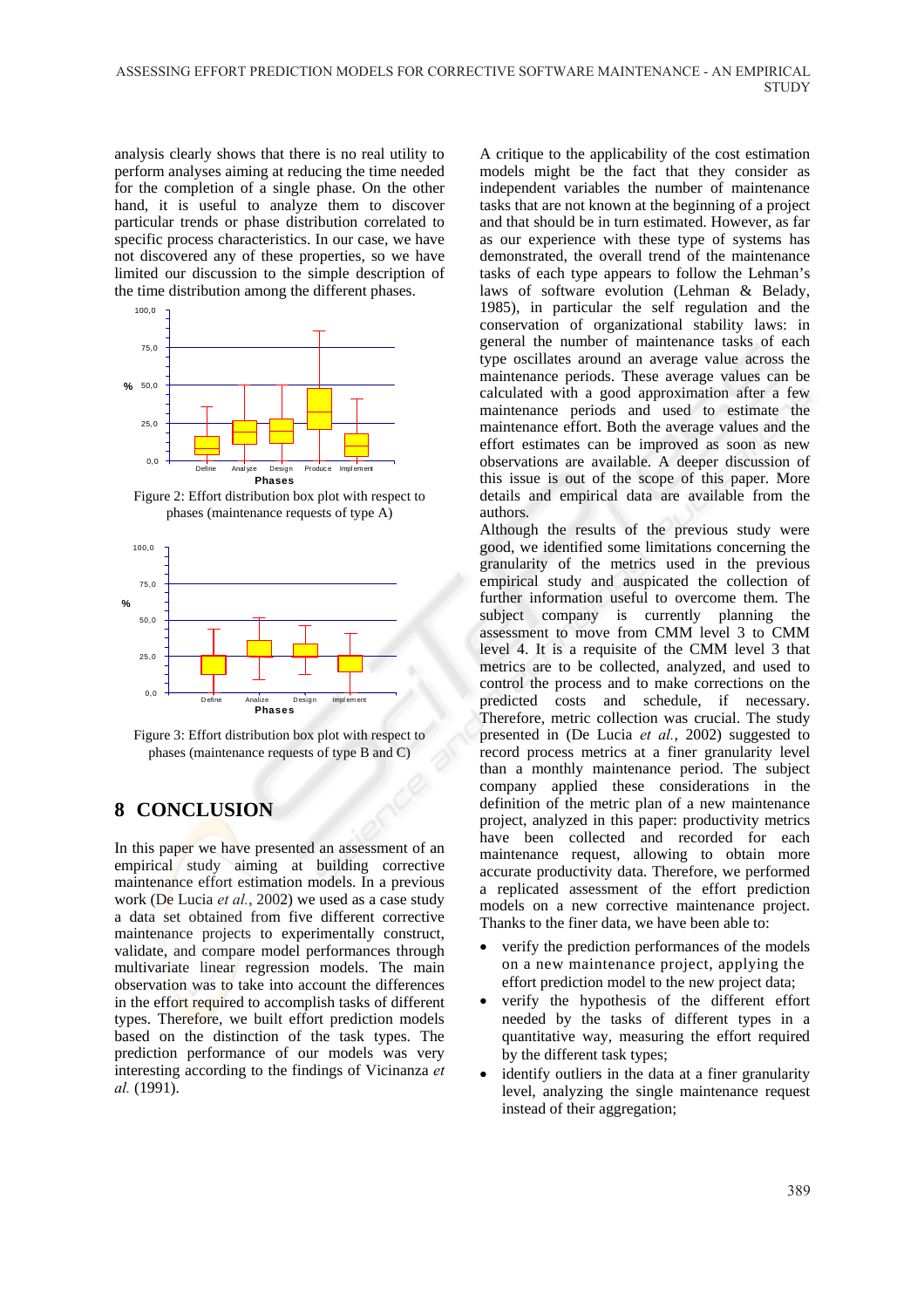analysis clearly shows that there is no real utility to perform analyses aiming at reducing the time needed for the completion of a single phase. On the other hand, it is useful to analyze them to discover particular trends or phase distribution correlated to specific process characteristics. In our case, we have not discovered any of these properties, so we have limited our discussion to the simple description of the time distribution among the different phases.

Figure 2: Effort distribution box plot with respect to phases (maintenance requests of type A)

Figure 3: Effort distribution box plot with respect to phases (maintenance requests of type B and C)

# 8 CONCLUSION

In this paper we have presented an assessment of an empirical study aiming at building corrective maintenance effort estimation models. In a previous work (De Lucia *et al.*, 2002) we used as a case study a data set obtained from five different corrective maintenance projects to experimentally construct, validate, and compare model performances through multivariate linear regression models. The main observation was to take into account the differences in the effort required to accomplish tasks of different types. Therefore, we built effort prediction models based on the distinction of the task types. The prediction performance of our models was very interesting according to the findings of Vicinanza *et al.* (1991).

A critique to the applicability of the cost estimation models might be the fact that they consider as independent variables the number of maintenance tasks that are not known at the beginning of a project and that should be in turn estimated. However, as far as our experience with these type of systems has demonstrated, the overall trend of the maintenance tasks of each type appears to follow the Lehman's laws of software evolution (Lehman & Belady, 1985), in particular the self regulation and the conservation of organizational stability laws: in general the number of maintenance tasks of each type oscillates around an average value across the maintenance periods. These average values can be calculated with a good approximation after a few maintenance periods and used to estimate the maintenance effort. Both the average values and the effort estimates can be improved as soon as new observations are available. A deeper discussion of this issue is out of the scope of this paper. More details and empirical data are available from the authors.

Although the results of the previous study were good, we identified some limitations concerning the granularity of the metrics used in the previous empirical study and auspicated the collection of further information useful to overcome them. The subject company is currently planning the assessment to move from CMM level 3 to CMM level 4. It is a requisite of the CMM level 3 that metrics are to be collected, analyzed, and used to control the process and to make corrections on the predicted costs and schedule, if necessary. Therefore, metric collection was crucial. The study presented in (De Lucia *et al.*, 2002) suggested to record process metrics at a finer granularity level than a monthly maintenance period. The subject company applied these considerations in the definition of the metric plan of a new maintenance project, analyzed in this paper: productivity metrics have been collected and recorded for each maintenance request, allowing to obtain more accurate productivity data. Therefore, we performed a replicated assessment of the effort prediction models on a new corrective maintenance project. Thanks to the finer data, we have been able to:

- verify the prediction performances of the models on a new maintenance project, applying the effort prediction model to the new project data;
- verify the hypothesis of the different effort needed by the tasks of different types in a quantitative way, measuring the effort required by the different task types;
- identify outliers in the data at a finer granularity level, analyzing the single maintenance request instead of their aggregation;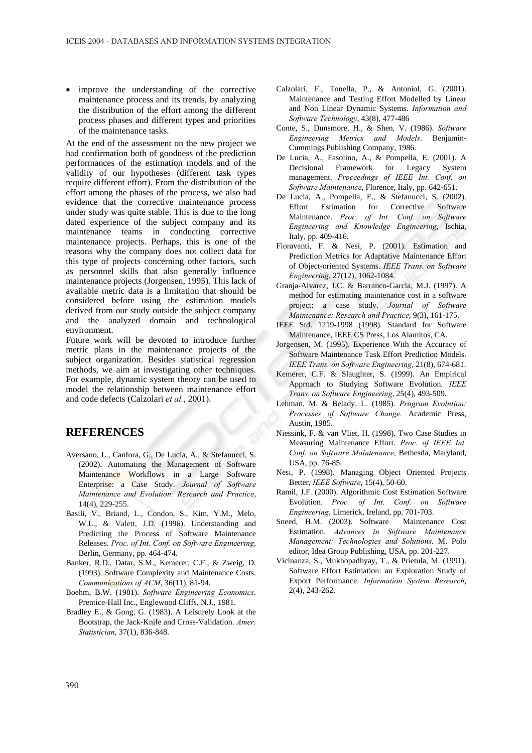- improve the understanding of the corrective maintenance process and its trends, by analyzing the distribution of the effort among the different process phases and different types and priorities of the maintenance tasks.

At the end of the assessment on the new project we had confirmation both of goodness of the prediction performances of the estimation models and of the validity of our hypotheses (different task types require different effort). From the distribution of the effort among the phases of the process, we also had evidence that the corrective maintenance process under study was quite stable. This is due to the long dated experience of the subject company and its maintenance teams in conducting corrective maintenance projects. Perhaps, this is one of the reasons why the company does not collect data for this type of projects concerning other factors, such as personnel skills that also generally influence maintenance projects (Jorgensen, 1995). This lack of available metric data is a limitation that should be considered before using the estimation models derived from our study outside the subject company and the analyzed domain and technological environment.

Future work will be devoted to introduce further metric plans in the maintenance projects of the subject organization. Besides statistical regression methods, we aim at investigating other techniques. For example, dynamic system theory can be used to model the relationship between maintenance effort and code defects (Calzolari *et al.*, 2001).

## REFERENCES

Aversano, L., Canfora, G., De Lucia, A., & Stefanucci, S. (2002). Automating the Management of Software Maintenance Workflows in a Large Software Enterprise: a Case Study. *Journal of Software Maintenance and Evolution: Research and Practice*, 14(4), 229-255.

Basili, V., Briand, L., Condon, S., Kim, Y.M., Melo, W.L., & Valett, J.D. (1996). Understanding and Predicting the Process of Software Maintenance Releases. *Proc. of Int. Conf. on Software Engineering*, Berlin, Germany, pp. 464-474.

Banker, R.D., Datar, S.M., Kemerer, C.F., & Zweig, D. (1993). Software Complexity and Maintenance Costs. *Communications of ACM*, 36(11), 81-94.

Boehm, B.W. (1981). *Software Engineering Economics*. Prentice-Hall Inc., Englewood Cliffs, N.J., 1981.

Bradley E., & Gong, G. (1983). A Leisurely Look at the Bootstrap, the Jack-Knife and Cross-Validation. *Amer. Statistician*, 37(1), 836-848.

Calzolari, F., Tonella, P., & Antoniol, G. (2001). Maintenance and Testing Effort Modelled by Linear and Non Linear Dynamic Systems. *Information and Software Technology*, 43(8), 477-486

Conte, S., Dunsmore, H., & Shen, V. (1986). *Software Engineering Metrics and Models*. Benjamin-Cummings Publishing Company, 1986.

De Lucia, A., Fasolino, A., & Pompella, E. (2001). A Decisional Framework for Legacy System management. *Proceedings of IEEE Int. Conf. on Software Maintenance*, Florence, Italy, pp. 642-651.

De Lucia, A., Pompella, E., & Stefanucci, S. (2002). Effort Estimation for Corrective Software Maintenance. *Proc. of Int. Conf. on Software Engineering and Knowledge Engineering*, Ischia, Italy, pp. 409-416.

Fioravanti, F. & Nesi, P. (2001). Estimation and Prediction Metrics for Adaptive Maintenance Effort of Object-oriented Systems. *IEEE Trans. on Software Engineering*, 27(12), 1062-1084.

Granja-Alvarez, J.C. & Barranco-Garcia, M.J. (1997). A method for estimating maintenance cost in a software project: a case study. *Journal of Software Maintenance: Research and Practice*, 9(3), 161-175.

IEEE Std. 1219-1998 (1998). Standard for Software Maintenance, IEEE CS Press, Los Alamitos, CA.

Jorgensen, M. (1995). Experience With the Accuracy of Software Maintenance Task Effort Prediction Models. *IEEE Trans. on Software Engineering*, 21(8), 674-681.

Kemerer, C.F. & Slaughter, S. (1999). An Empirical Approach to Studying Software Evolution. *IEEE Trans. on Software Engineering*, 25(4), 493-509.

Lehman, M. & Belady, L. (1985). *Program Evolution: Processes of Software Change.* Academic Press, Austin, 1985.

Niessink, F. & van Vliet, H. (1998). Two Case Studies in Measuring Maintenance Effort. *Proc. of IEEE Int. Conf. on Software Maintenance*, Bethesda, Maryland, USA, pp. 76-85.

Nesi, P. (1998). Managing Object Oriented Projects Better, *IEEE Software*, 15(4), 50-60.

Ramil, J.F. (2000). Algorithmic Cost Estimation Software Evolution. *Proc. of Int. Conf. on Software Engineering*, Limerick, Ireland, pp. 701-703.

Sneed, H.M. (2003). Software Maintenance Cost Estimation. *Advances in Software Maintenance Management: Technologies and Solutions*. M. Polo editor, Idea Group Publishing, USA, pp. 201-227.

Vicinanza, S., Mukhopadhyay, T., & Prietula, M. (1991). Software Effort Estimation: an Exploration Study of Export Performance. *Information System Research*, 2(4), 243-262.